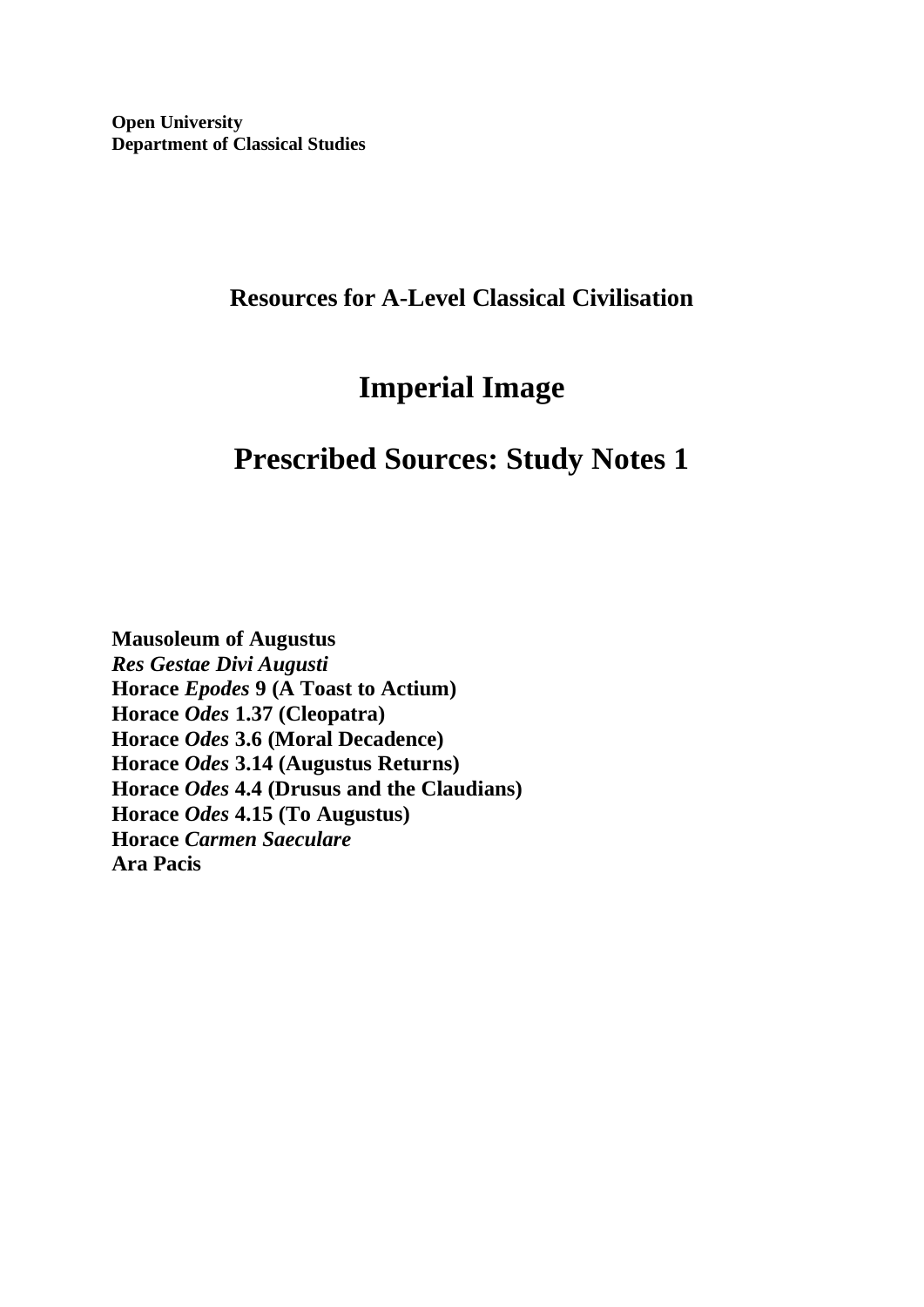**Open University**
**Department of Classical Studies**

## Resources for A-Level Classical Civilisation

# Imperial Image

# Prescribed Sources: Study Notes 1

**Mausoleum of Augustus**
***Res Gestae Divi Augusti***
**Horace *Epodes* 9 (A Toast to Actium)**
**Horace *Odes* 1.37 (Cleopatra)**
**Horace *Odes* 3.6 (Moral Decadence)**
**Horace *Odes* 3.14 (Augustus Returns)**
**Horace *Odes* 4.4 (Drusus and the Claudians)**
**Horace *Odes* 4.15 (To Augustus)**
**Horace *Carmen Saeculare***
**Ara Pacis**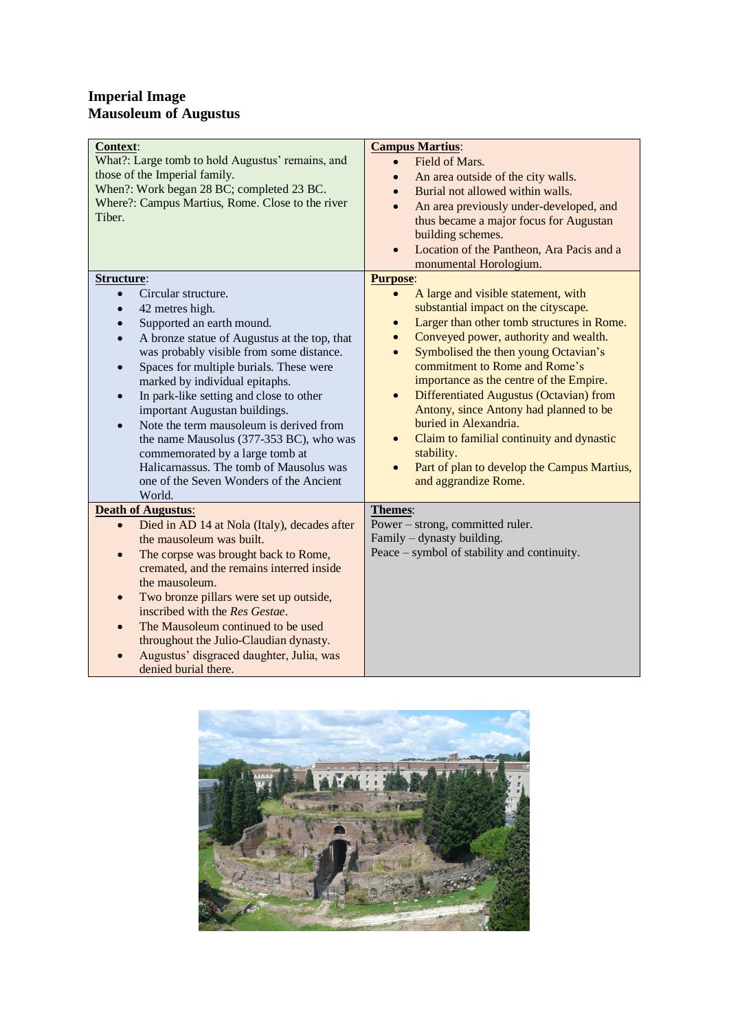# Imperial Image
## Mausoleum of Augustus

**Context**:

What?: Large tomb to hold Augustus' remains, and those of the Imperial family.
When?: Work began 28 BC; completed 23 BC.
Where?: Campus Martius, Rome. Close to the river Tiber.

**Campus Martius**:

- Field of Mars.
- An area outside of the city walls.
- Burial not allowed within walls.
- An area previously under-developed, and thus became a major focus for Augustan building schemes.
- Location of the Pantheon, Ara Pacis and a monumental Horologium.

**Structure**:

- Circular structure.
- 42 metres high.
- Supported an earth mound.
- A bronze statue of Augustus at the top, that was probably visible from some distance.
- Spaces for multiple burials. These were marked by individual epitaphs.
- In park-like setting and close to other important Augustan buildings.
- Note the term mausoleum is derived from the name Mausolus (377-353 BC), who was commemorated by a large tomb at Halicarnassus. The tomb of Mausolus was one of the Seven Wonders of the Ancient World.

**Purpose**:

- A large and visible statement, with substantial impact on the cityscape.
- Larger than other tomb structures in Rome.
- Conveyed power, authority and wealth.
- Symbolised the then young Octavian's commitment to Rome and Rome's importance as the centre of the Empire.
- Differentiated Augustus (Octavian) from Antony, since Antony had planned to be buried in Alexandria.
- Claim to familial continuity and dynastic stability.
- Part of plan to develop the Campus Martius, and aggrandize Rome.

**Death of Augustus**:

- Died in AD 14 at Nola (Italy), decades after the mausoleum was built.
- The corpse was brought back to Rome, cremated, and the remains interred inside the mausoleum.
- Two bronze pillars were set up outside, inscribed with the *Res Gestae*.
- The Mausoleum continued to be used throughout the Julio-Claudian dynasty.
- Augustus' disgraced daughter, Julia, was denied burial there.

**Themes**:

Power – strong, committed ruler.
Family – dynasty building.
Peace – symbol of stability and continuity.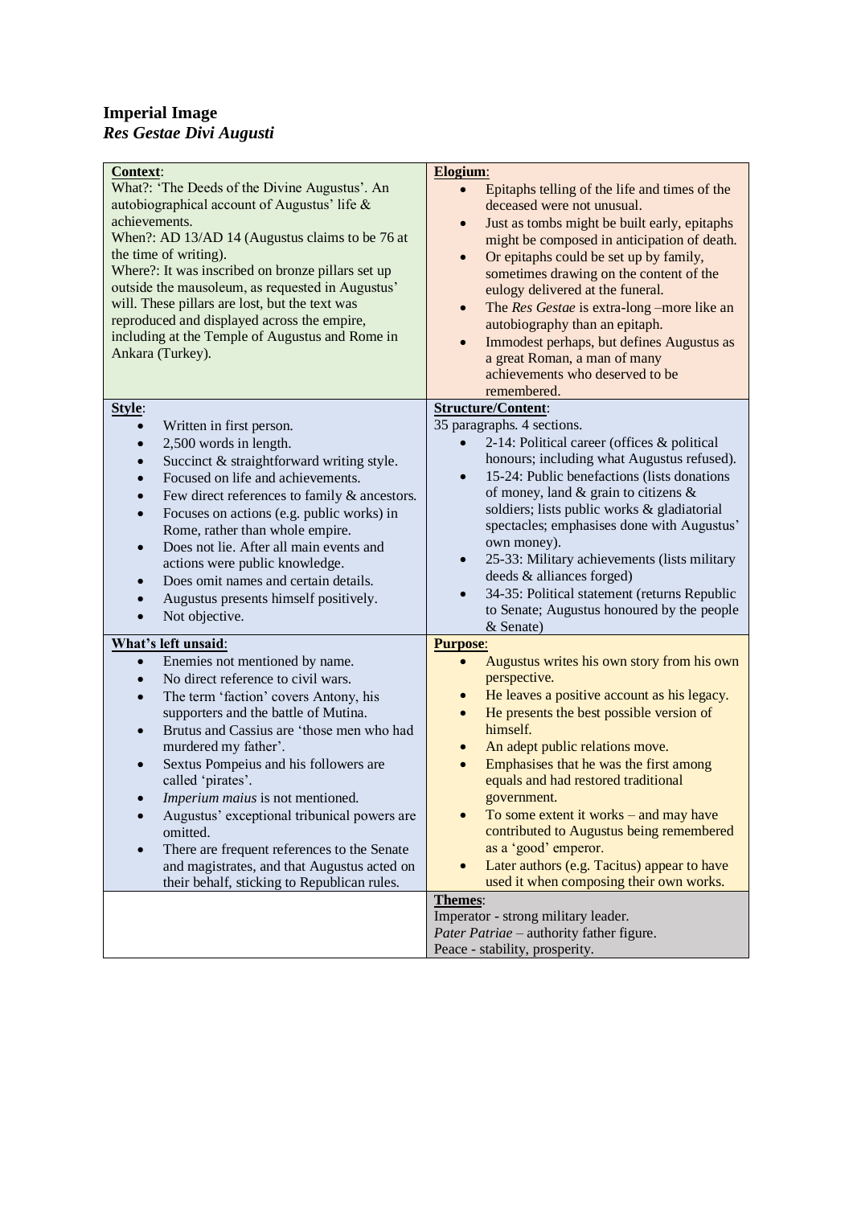**Imperial Image**
***Res Gestae Divi Augusti***

**Context**:

What?: 'The Deeds of the Divine Augustus'. An autobiographical account of Augustus' life & achievements.
When?: AD 13/AD 14 (Augustus claims to be 76 at the time of writing).
Where?: It was inscribed on bronze pillars set up outside the mausoleum, as requested in Augustus' will. These pillars are lost, but the text was reproduced and displayed across the empire, including at the Temple of Augustus and Rome in Ankara (Turkey).

**Elogium**:

- Epitaphs telling of the life and times of the deceased were not unusual.
- Just as tombs might be built early, epitaphs might be composed in anticipation of death.
- Or epitaphs could be set up by family, sometimes drawing on the content of the eulogy delivered at the funeral.
- The *Res Gestae* is extra-long –more like an autobiography than an epitaph.
- Immodest perhaps, but defines Augustus as a great Roman, a man of many achievements who deserved to be remembered.

**Style**:

- Written in first person.
- 2,500 words in length.
- Succinct & straightforward writing style.
- Focused on life and achievements.
- Few direct references to family & ancestors.
- Focuses on actions (e.g. public works) in Rome, rather than whole empire.
- Does not lie. After all main events and actions were public knowledge.
- Does omit names and certain details.
- Augustus presents himself positively.
- Not objective.

**Structure/Content**:

35 paragraphs. 4 sections.

- 2-14: Political career (offices & political honours; including what Augustus refused).
- 15-24: Public benefactions (lists donations of money, land & grain to citizens & soldiers; lists public works & gladiatorial spectacles; emphasises done with Augustus' own money).
- 25-33: Military achievements (lists military deeds & alliances forged)
- 34-35: Political statement (returns Republic to Senate; Augustus honoured by the people & Senate)

**What's left unsaid**:

- Enemies not mentioned by name.
- No direct reference to civil wars.
- The term 'faction' covers Antony, his supporters and the battle of Mutina.
- Brutus and Cassius are 'those men who had murdered my father'.
- Sextus Pompeius and his followers are called 'pirates'.
- *Imperium maius* is not mentioned.
- Augustus' exceptional tribunical powers are omitted.
- There are frequent references to the Senate and magistrates, and that Augustus acted on their behalf, sticking to Republican rules.

**Purpose**:

- Augustus writes his own story from his own perspective.
- He leaves a positive account as his legacy.
- He presents the best possible version of himself.
- An adept public relations move.
- Emphasises that he was the first among equals and had restored traditional government.
- To some extent it works – and may have contributed to Augustus being remembered as a 'good' emperor.
- Later authors (e.g. Tacitus) appear to have used it when composing their own works.

**Themes**:

Imperator - strong military leader.
*Pater Patriae* – authority father figure.
Peace - stability, prosperity.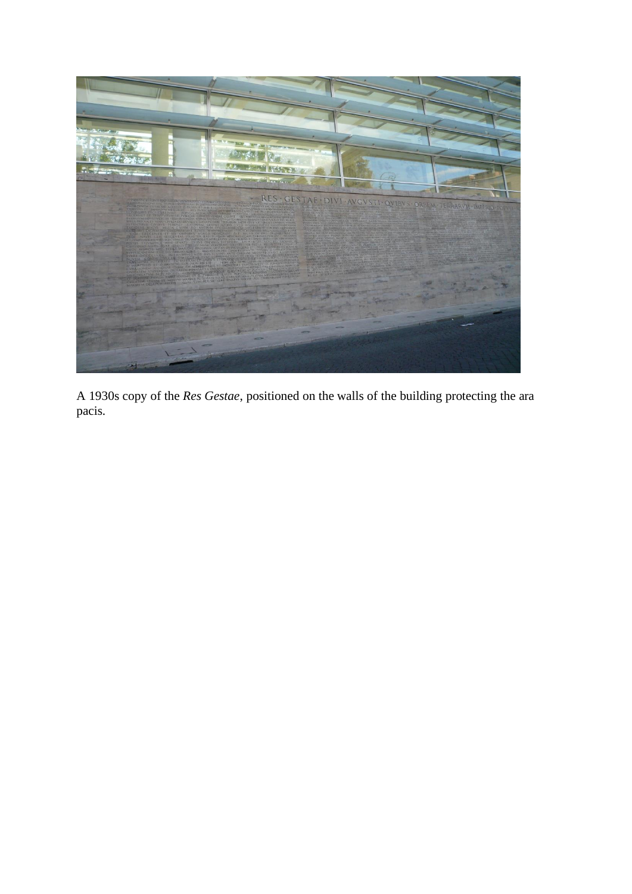A 1930s copy of the *Res Gestae*, positioned on the walls of the building protecting the ara pacis.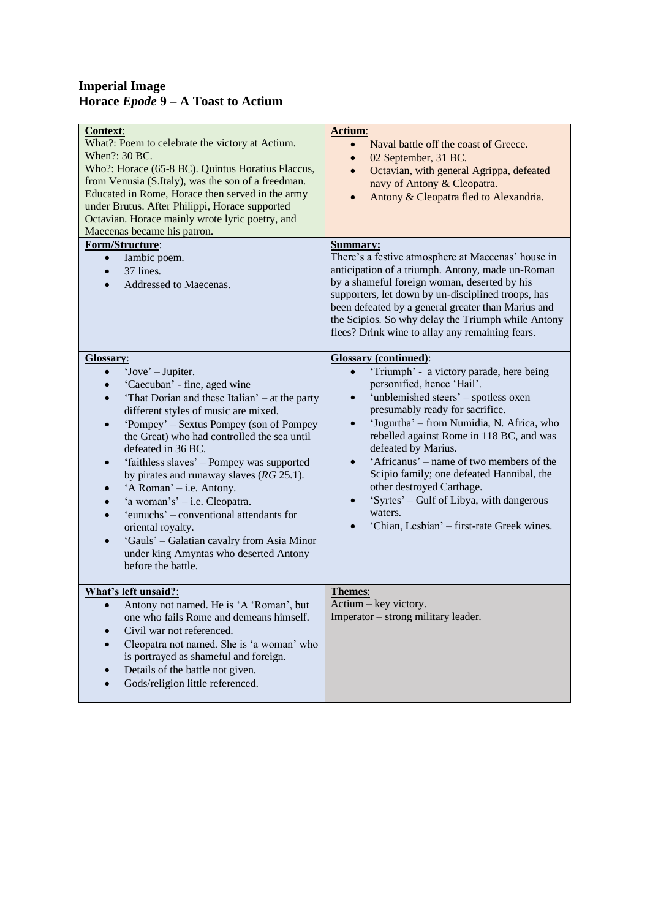**Imperial Image**
**Horace *Epode* 9 – A Toast to Actium**

**Context**:
What?: Poem to celebrate the victory at Actium.
When?: 30 BC.
Who?: Horace (65-8 BC). Quintus Horatius Flaccus, from Venusia (S.Italy), was the son of a freedman. Educated in Rome, Horace then served in the army under Brutus. After Philippi, Horace supported Octavian. Horace mainly wrote lyric poetry, and Maecenas became his patron.

**Actium**:
- Naval battle off the coast of Greece.
- 02 September, 31 BC.
- Octavian, with general Agrippa, defeated navy of Antony & Cleopatra.
- Antony & Cleopatra fled to Alexandria.

**Form/Structure**:
- Iambic poem.
- 37 lines.
- Addressed to Maecenas.

**Summary:**
There's a festive atmosphere at Maecenas' house in anticipation of a triumph. Antony, made un-Roman by a shameful foreign woman, deserted by his supporters, let down by un-disciplined troops, has been defeated by a general greater than Marius and the Scipios. So why delay the Triumph while Antony flees? Drink wine to allay any remaining fears.

**Glossary**:
- 'Jove' – Jupiter.
- 'Caecuban' - fine, aged wine
- 'That Dorian and these Italian' – at the party different styles of music are mixed.
- 'Pompey' – Sextus Pompey (son of Pompey the Great) who had controlled the sea until defeated in 36 BC.
- 'faithless slaves' – Pompey was supported by pirates and runaway slaves (*RG* 25.1).
- 'A Roman' – i.e. Antony.
- 'a woman's' – i.e. Cleopatra.
- 'eunuchs' – conventional attendants for oriental royalty.
- 'Gauls' – Galatian cavalry from Asia Minor under king Amyntas who deserted Antony before the battle.

**Glossary (continued)**:
- 'Triumph' - a victory parade, here being personified, hence 'Hail'.
- 'unblemished steers' – spotless oxen presumably ready for sacrifice.
- 'Jugurtha' – from Numidia, N. Africa, who rebelled against Rome in 118 BC, and was defeated by Marius.
- 'Africanus' – name of two members of the Scipio family; one defeated Hannibal, the other destroyed Carthage.
- 'Syrtes' – Gulf of Libya, with dangerous waters.
- 'Chian, Lesbian' – first-rate Greek wines.

**What's left unsaid?**:
- Antony not named. He is 'A 'Roman', but one who fails Rome and demeans himself.
- Civil war not referenced.
- Cleopatra not named. She is 'a woman' who is portrayed as shameful and foreign.
- Details of the battle not given.
- Gods/religion little referenced.

**Themes**:
Actium – key victory.
Imperator – strong military leader.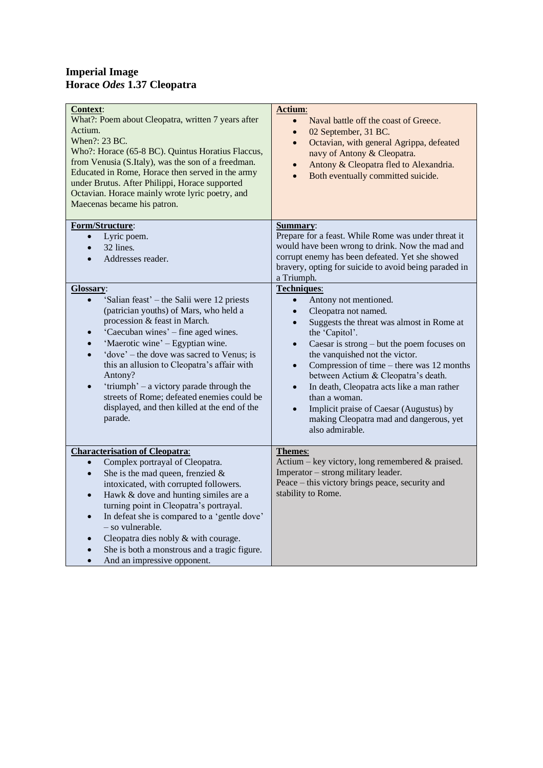**Imperial Image**
**Horace *Odes* 1.37 Cleopatra**

| | |
|---|---|
| **Context**:<br>What?: Poem about Cleopatra, written 7 years after Actium.<br>When?: 23 BC.<br>Who?: Horace (65-8 BC). Quintus Horatius Flaccus, from Venusia (S.Italy), was the son of a freedman. Educated in Rome, Horace then served in the army under Brutus. After Philippi, Horace supported Octavian. Horace mainly wrote lyric poetry, and Maecenas became his patron. | **Actium**:<br>• Naval battle off the coast of Greece.<br>• 02 September, 31 BC.<br>• Octavian, with general Agrippa, defeated navy of Antony & Cleopatra.<br>• Antony & Cleopatra fled to Alexandria.<br>• Both eventually committed suicide. |
| **Form/Structure**:<br>• Lyric poem.<br>• 32 lines.<br>• Addresses reader. | **Summary**:<br>Prepare for a feast. While Rome was under threat it would have been wrong to drink. Now the mad and corrupt enemy has been defeated. Yet she showed bravery, opting for suicide to avoid being paraded in a Triumph. |
| **Glossary**:<br>• 'Salian feast' – the Salii were 12 priests (patrician youths) of Mars, who held a procession & feast in March.<br>• 'Caecuban wines' – fine aged wines.<br>• 'Maerotic wine' – Egyptian wine.<br>• 'dove' – the dove was sacred to Venus; is this an allusion to Cleopatra's affair with Antony?<br>• 'triumph' – a victory parade through the streets of Rome; defeated enemies could be displayed, and then killed at the end of the parade. | **Techniques**:<br>• Antony not mentioned.<br>• Cleopatra not named.<br>• Suggests the threat was almost in Rome at the 'Capitol'.<br>• Caesar is strong – but the poem focuses on the vanquished not the victor.<br>• Compression of time – there was 12 months between Actium & Cleopatra's death.<br>• In death, Cleopatra acts like a man rather than a woman.<br>• Implicit praise of Caesar (Augustus) by making Cleopatra mad and dangerous, yet also admirable. |
| **Characterisation of Cleopatra**:<br>• Complex portrayal of Cleopatra.<br>• She is the mad queen, frenzied & intoxicated, with corrupted followers.<br>• Hawk & dove and hunting similes are a turning point in Cleopatra's portrayal.<br>• In defeat she is compared to a 'gentle dove' – so vulnerable.<br>• Cleopatra dies nobly & with courage.<br>• She is both a monstrous and a tragic figure.<br>• And an impressive opponent. | **Themes**:<br>Actium – key victory, long remembered & praised.<br>Imperator – strong military leader.<br>Peace – this victory brings peace, security and stability to Rome. |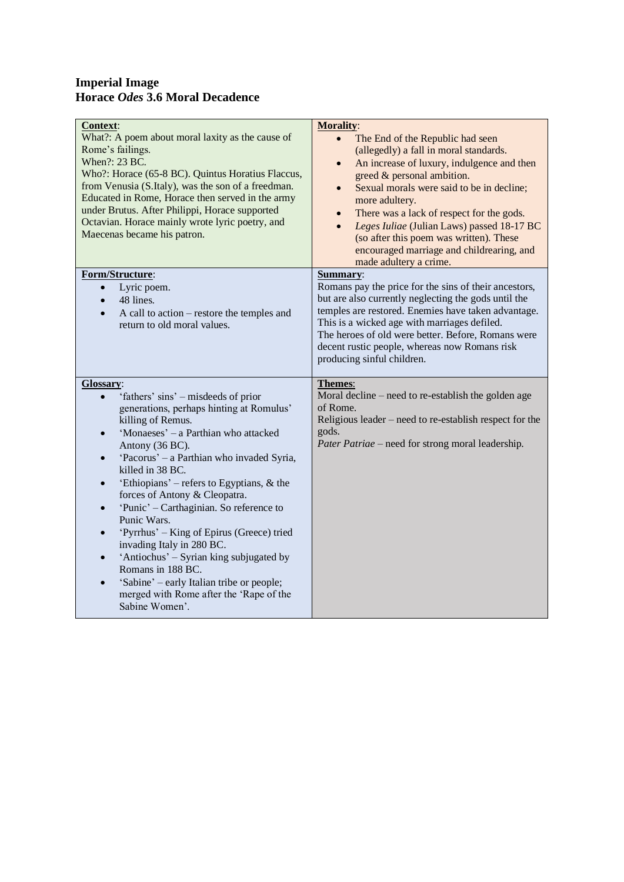**Imperial Image**
**Horace *Odes* 3.6 Moral Decadence**

**Context**:
What?: A poem about moral laxity as the cause of Rome's failings.
When?: 23 BC.
Who?: Horace (65-8 BC). Quintus Horatius Flaccus, from Venusia (S.Italy), was the son of a freedman. Educated in Rome, Horace then served in the army under Brutus. After Philippi, Horace supported Octavian. Horace mainly wrote lyric poetry, and Maecenas became his patron.

**Morality**:

- The End of the Republic had seen (allegedly) a fall in moral standards.
- An increase of luxury, indulgence and then greed & personal ambition.
- Sexual morals were said to be in decline; more adultery.
- There was a lack of respect for the gods.
- *Leges Iuliae* (Julian Laws) passed 18-17 BC (so after this poem was written). These encouraged marriage and childrearing, and made adultery a crime.

**Form/Structure**:

- Lyric poem.
- 48 lines.
- A call to action – restore the temples and return to old moral values.

**Summary**:
Romans pay the price for the sins of their ancestors, but are also currently neglecting the gods until the temples are restored. Enemies have taken advantage. This is a wicked age with marriages defiled.
The heroes of old were better. Before, Romans were decent rustic people, whereas now Romans risk producing sinful children.

**Glossary**:

- 'fathers' sins' – misdeeds of prior generations, perhaps hinting at Romulus' killing of Remus.
- 'Monaeses' – a Parthian who attacked Antony (36 BC).
- 'Pacorus' – a Parthian who invaded Syria, killed in 38 BC.
- 'Ethiopians' – refers to Egyptians, & the forces of Antony & Cleopatra.
- 'Punic' – Carthaginian. So reference to Punic Wars.
- 'Pyrrhus' – King of Epirus (Greece) tried invading Italy in 280 BC.
- 'Antiochus' – Syrian king subjugated by Romans in 188 BC.
- 'Sabine' – early Italian tribe or people; merged with Rome after the 'Rape of the Sabine Women'.

**Themes**:
Moral decline – need to re-establish the golden age of Rome.
Religious leader – need to re-establish respect for the gods.
*Pater Patriae* – need for strong moral leadership.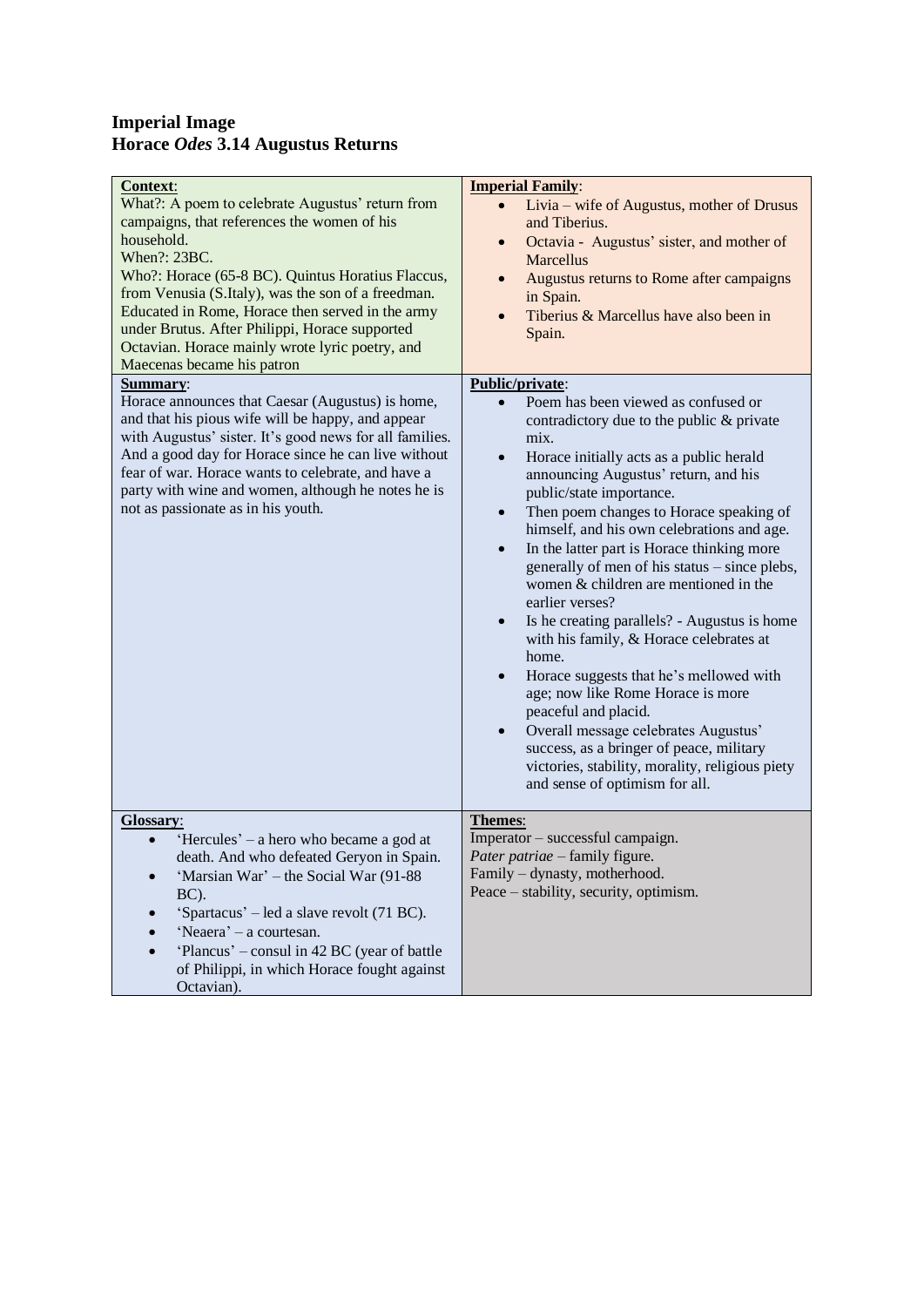**Imperial Image**
**Horace *Odes* 3.14 Augustus Returns**

**Context**:
What?: A poem to celebrate Augustus' return from campaigns, that references the women of his household.
When?: 23BC.
Who?: Horace (65-8 BC). Quintus Horatius Flaccus, from Venusia (S.Italy), was the son of a freedman. Educated in Rome, Horace then served in the army under Brutus. After Philippi, Horace supported Octavian. Horace mainly wrote lyric poetry, and Maecenas became his patron

**Imperial Family**:
- Livia – wife of Augustus, mother of Drusus and Tiberius.
- Octavia - Augustus' sister, and mother of Marcellus
- Augustus returns to Rome after campaigns in Spain.
- Tiberius & Marcellus have also been in Spain.

**Summary**:
Horace announces that Caesar (Augustus) is home, and that his pious wife will be happy, and appear with Augustus' sister. It's good news for all families. And a good day for Horace since he can live without fear of war. Horace wants to celebrate, and have a party with wine and women, although he notes he is not as passionate as in his youth.

**Public/private**:
- Poem has been viewed as confused or contradictory due to the public & private mix.
- Horace initially acts as a public herald announcing Augustus' return, and his public/state importance.
- Then poem changes to Horace speaking of himself, and his own celebrations and age.
- In the latter part is Horace thinking more generally of men of his status – since plebs, women & children are mentioned in the earlier verses?
- Is he creating parallels? - Augustus is home with his family, & Horace celebrates at home.
- Horace suggests that he's mellowed with age; now like Rome Horace is more peaceful and placid.
- Overall message celebrates Augustus' success, as a bringer of peace, military victories, stability, morality, religious piety and sense of optimism for all.

**Glossary**:
- 'Hercules' – a hero who became a god at death. And who defeated Geryon in Spain.
- 'Marsian War' – the Social War (91-88 BC).
- 'Spartacus' – led a slave revolt (71 BC).
- 'Neaera' – a courtesan.
- 'Plancus' – consul in 42 BC (year of battle of Philippi, in which Horace fought against Octavian).

**Themes**:
Imperator – successful campaign.
*Pater patriae* – family figure.
Family – dynasty, motherhood.
Peace – stability, security, optimism.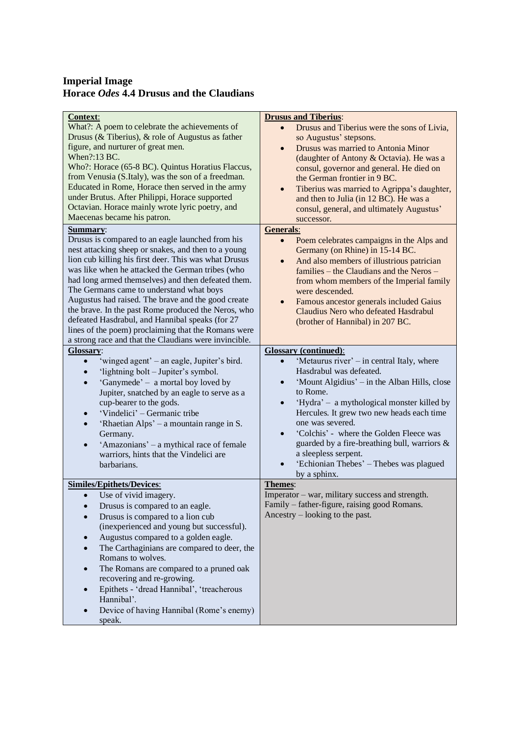**Imperial Image**
**Horace *Odes* 4.4 Drusus and the Claudians**

**Context**:
What?: A poem to celebrate the achievements of Drusus (& Tiberius), & role of Augustus as father figure, and nurturer of great men.
When?:13 BC.
Who?: Horace (65-8 BC). Quintus Horatius Flaccus, from Venusia (S.Italy), was the son of a freedman. Educated in Rome, Horace then served in the army under Brutus. After Philippi, Horace supported Octavian. Horace mainly wrote lyric poetry, and Maecenas became his patron.

**Drusus and Tiberius**:
- Drusus and Tiberius were the sons of Livia, so Augustus' stepsons.
- Drusus was married to Antonia Minor (daughter of Antony & Octavia). He was a consul, governor and general. He died on the German frontier in 9 BC.
- Tiberius was married to Agrippa's daughter, and then to Julia (in 12 BC). He was a consul, general, and ultimately Augustus' successor.

**Summary**:
Drusus is compared to an eagle launched from his nest attacking sheep or snakes, and then to a young lion cub killing his first deer. This was what Drusus was like when he attacked the German tribes (who had long armed themselves) and then defeated them. The Germans came to understand what boys Augustus had raised. The brave and the good create the brave. In the past Rome produced the Neros, who defeated Hasdrabul, and Hannibal speaks (for 27 lines of the poem) proclaiming that the Romans were a strong race and that the Claudians were invincible.

**Generals**:
- Poem celebrates campaigns in the Alps and Germany (on Rhine) in 15-14 BC.
- And also members of illustrious patrician families – the Claudians and the Neros – from whom members of the Imperial family were descended.
- Famous ancestor generals included Gaius Claudius Nero who defeated Hasdrabul (brother of Hannibal) in 207 BC.

**Glossary**:
- 'winged agent' – an eagle, Jupiter's bird.
- 'lightning bolt – Jupiter's symbol.
- 'Ganymede' – a mortal boy loved by Jupiter, snatched by an eagle to serve as a cup-bearer to the gods.
- 'Vindelici' – Germanic tribe
- 'Rhaetian Alps' – a mountain range in S. Germany.
- 'Amazonians' – a mythical race of female warriors, hints that the Vindelici are barbarians.

**Glossary (continued)**:
- 'Metaurus river' – in central Italy, where Hasdrabul was defeated.
- 'Mount Algidius' – in the Alban Hills, close to Rome.
- 'Hydra' – a mythological monster killed by Hercules. It grew two new heads each time one was severed.
- 'Colchis' - where the Golden Fleece was guarded by a fire-breathing bull, warriors & a sleepless serpent.
- 'Echionian Thebes' – Thebes was plagued by a sphinx.

**Similes/Epithets/Devices**:
- Use of vivid imagery.
- Drusus is compared to an eagle.
- Drusus is compared to a lion cub (inexperienced and young but successful).
- Augustus compared to a golden eagle.
- The Carthaginians are compared to deer, the Romans to wolves.
- The Romans are compared to a pruned oak recovering and re-growing.
- Epithets - 'dread Hannibal', 'treacherous Hannibal'.
- Device of having Hannibal (Rome's enemy) speak.

**Themes**:
Imperator – war, military success and strength.
Family – father-figure, raising good Romans.
Ancestry – looking to the past.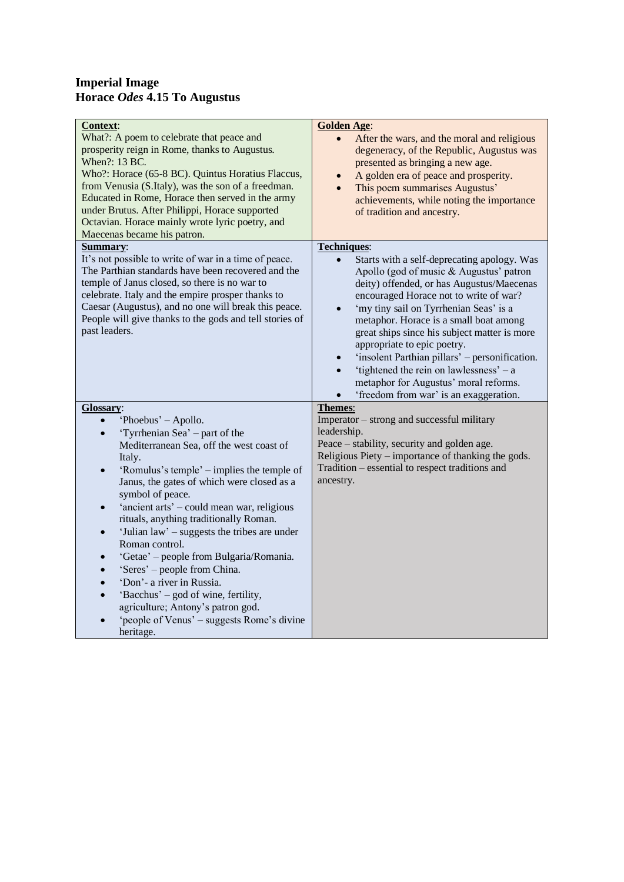**Imperial Image**
**Horace *Odes* 4.15 To Augustus**

| **Context**: | **Golden Age**: |
|---|---|
| What?: A poem to celebrate that peace and prosperity reign in Rome, thanks to Augustus.<br>When?: 13 BC.<br>Who?: Horace (65-8 BC). Quintus Horatius Flaccus, from Venusia (S.Italy), was the son of a freedman. Educated in Rome, Horace then served in the army under Brutus. After Philippi, Horace supported Octavian. Horace mainly wrote lyric poetry, and Maecenas became his patron. | • After the wars, and the moral and religious degeneracy, of the Republic, Augustus was presented as bringing a new age.<br>• A golden era of peace and prosperity.<br>• This poem summarises Augustus' achievements, while noting the importance of tradition and ancestry. |
| **Summary**:<br>It's not possible to write of war in a time of peace. The Parthian standards have been recovered and the temple of Janus closed, so there is no war to celebrate. Italy and the empire prosper thanks to Caesar (Augustus), and no one will break this peace. People will give thanks to the gods and tell stories of past leaders. | **Techniques**:<br>• Starts with a self-deprecating apology. Was Apollo (god of music & Augustus' patron deity) offended, or has Augustus/Maecenas encouraged Horace not to write of war?<br>• 'my tiny sail on Tyrrhenian Seas' is a metaphor. Horace is a small boat among great ships since his subject matter is more appropriate to epic poetry.<br>• 'insolent Parthian pillars' – personification.<br>• 'tightened the rein on lawlessness' – a metaphor for Augustus' moral reforms.<br>• 'freedom from war' is an exaggeration. |
| **Glossary**:<br>• 'Phoebus' – Apollo.<br>• 'Tyrrhenian Sea' – part of the Mediterranean Sea, off the west coast of Italy.<br>• 'Romulus's temple' – implies the temple of Janus, the gates of which were closed as a symbol of peace.<br>• 'ancient arts' – could mean war, religious rituals, anything traditionally Roman.<br>• 'Julian law' – suggests the tribes are under Roman control.<br>• 'Getae' – people from Bulgaria/Romania.<br>• 'Seres' – people from China.<br>• 'Don'- a river in Russia.<br>• 'Bacchus' – god of wine, fertility, agriculture; Antony's patron god.<br>• 'people of Venus' – suggests Rome's divine heritage. | **Themes**:<br>Imperator – strong and successful military leadership.<br>Peace – stability, security and golden age.<br>Religious Piety – importance of thanking the gods.<br>Tradition – essential to respect traditions and ancestry. |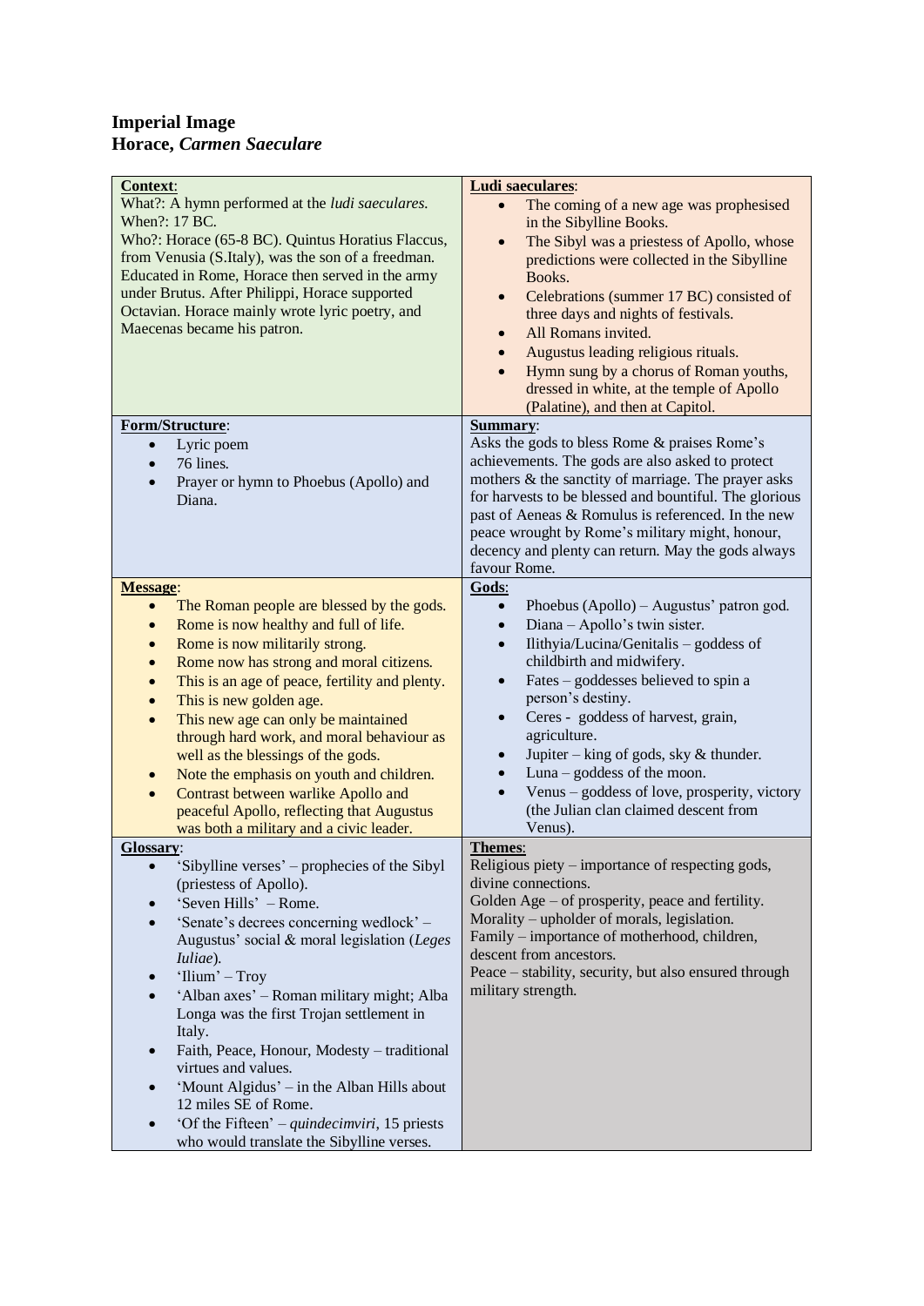**Imperial Image**
**Horace, *Carmen Saeculare***

**Context**:
What?: A hymn performed at the *ludi saeculares*.
When?: 17 BC.
Who?: Horace (65-8 BC). Quintus Horatius Flaccus, from Venusia (S.Italy), was the son of a freedman. Educated in Rome, Horace then served in the army under Brutus. After Philippi, Horace supported Octavian. Horace mainly wrote lyric poetry, and Maecenas became his patron.

**Ludi saeculares**:

- The coming of a new age was prophesised in the Sibylline Books.
- The Sibyl was a priestess of Apollo, whose predictions were collected in the Sibylline Books.
- Celebrations (summer 17 BC) consisted of three days and nights of festivals.
- All Romans invited.
- Augustus leading religious rituals.
- Hymn sung by a chorus of Roman youths, dressed in white, at the temple of Apollo (Palatine), and then at Capitol.

**Form/Structure**:

- Lyric poem
- 76 lines.
- Prayer or hymn to Phoebus (Apollo) and Diana.

**Summary**:
Asks the gods to bless Rome & praises Rome's achievements. The gods are also asked to protect mothers & the sanctity of marriage. The prayer asks for harvests to be blessed and bountiful. The glorious past of Aeneas & Romulus is referenced. In the new peace wrought by Rome's military might, honour, decency and plenty can return. May the gods always favour Rome.

**Message**:

- The Roman people are blessed by the gods.
- Rome is now healthy and full of life.
- Rome is now militarily strong.
- Rome now has strong and moral citizens.
- This is an age of peace, fertility and plenty.
- This is new golden age.
- This new age can only be maintained through hard work, and moral behaviour as well as the blessings of the gods.
- Note the emphasis on youth and children.
- Contrast between warlike Apollo and peaceful Apollo, reflecting that Augustus was both a military and a civic leader.

**Gods**:

- Phoebus (Apollo) – Augustus' patron god.
- Diana – Apollo's twin sister.
- Ilithyia/Lucina/Genitalis – goddess of childbirth and midwifery.
- Fates – goddesses believed to spin a person's destiny.
- Ceres - goddess of harvest, grain, agriculture.
- Jupiter – king of gods, sky & thunder.
- Luna – goddess of the moon.
- Venus – goddess of love, prosperity, victory (the Julian clan claimed descent from Venus).

**Glossary**:

- 'Sibylline verses' – prophecies of the Sibyl (priestess of Apollo).
- 'Seven Hills' – Rome.
- 'Senate's decrees concerning wedlock' – Augustus' social & moral legislation (*Leges Iuliae*).
- 'Ilium' – Troy
- 'Alban axes' – Roman military might; Alba Longa was the first Trojan settlement in Italy.
- Faith, Peace, Honour, Modesty – traditional virtues and values.
- 'Mount Algidus' – in the Alban Hills about 12 miles SE of Rome.
- 'Of the Fifteen' – *quindecimviri*, 15 priests who would translate the Sibylline verses.

**Themes**:
Religious piety – importance of respecting gods, divine connections.
Golden Age – of prosperity, peace and fertility.
Morality – upholder of morals, legislation.
Family – importance of motherhood, children, descent from ancestors.
Peace – stability, security, but also ensured through military strength.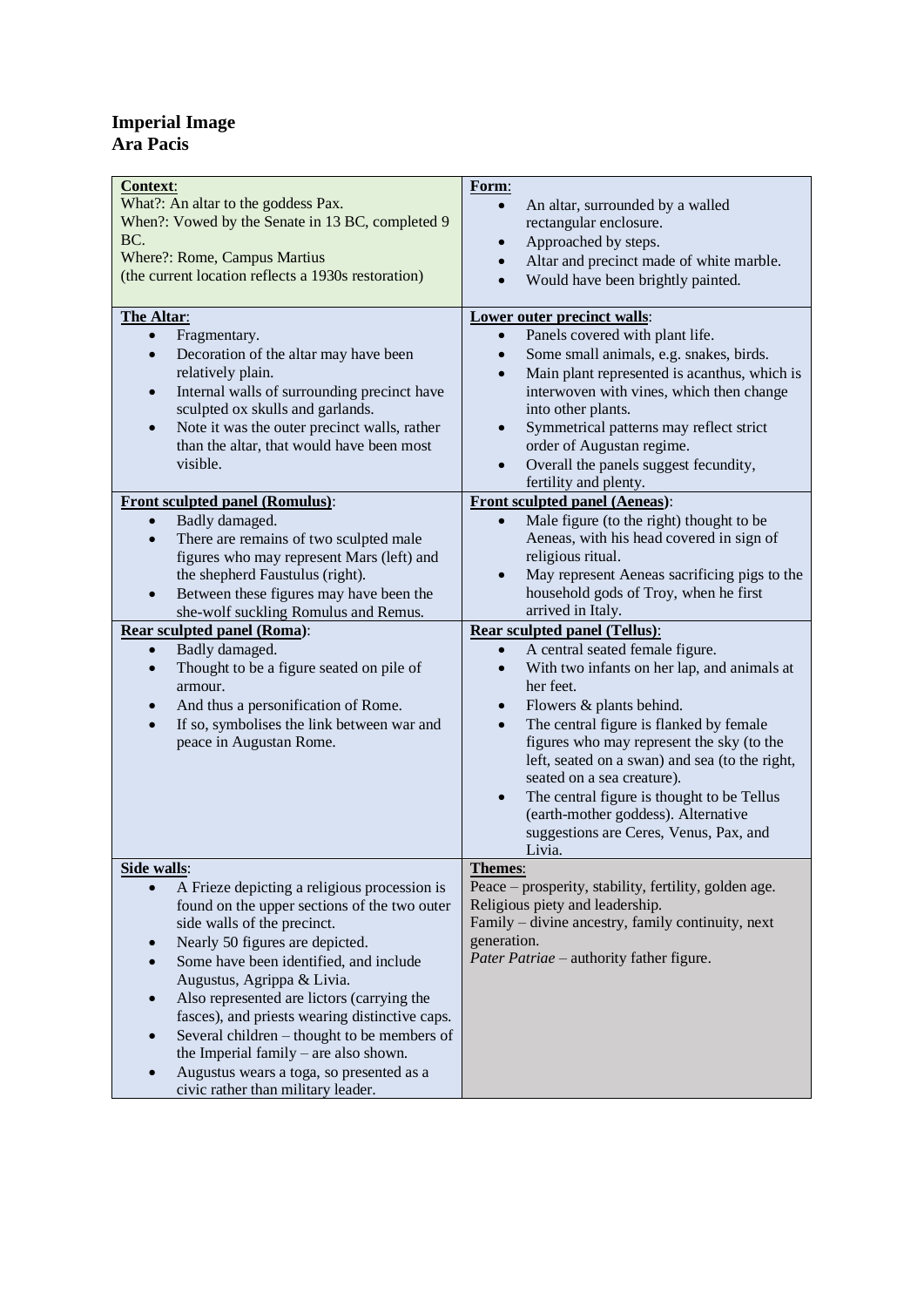**Imperial Image**
**Ara Pacis**

| | |
|---|---|
| **Context**:<br>What?: An altar to the goddess Pax.<br>When?: Vowed by the Senate in 13 BC, completed 9 BC.<br>Where?: Rome, Campus Martius<br>(the current location reflects a 1930s restoration) | **Form**:<br>• An altar, surrounded by a walled rectangular enclosure.<br>• Approached by steps.<br>• Altar and precinct made of white marble.<br>• Would have been brightly painted. |
| **The Altar**:<br>• Fragmentary.<br>• Decoration of the altar may have been relatively plain.<br>• Internal walls of surrounding precinct have sculpted ox skulls and garlands.<br>• Note it was the outer precinct walls, rather than the altar, that would have been most visible. | **Lower outer precinct walls**:<br>• Panels covered with plant life.<br>• Some small animals, e.g. snakes, birds.<br>• Main plant represented is acanthus, which is interwoven with vines, which then change into other plants.<br>• Symmetrical patterns may reflect strict order of Augustan regime.<br>• Overall the panels suggest fecundity, fertility and plenty. |
| **Front sculpted panel (Romulus)**:<br>• Badly damaged.<br>• There are remains of two sculpted male figures who may represent Mars (left) and the shepherd Faustulus (right).<br>• Between these figures may have been the she-wolf suckling Romulus and Remus. | **Front sculpted panel (Aeneas)**:<br>• Male figure (to the right) thought to be Aeneas, with his head covered in sign of religious ritual.<br>• May represent Aeneas sacrificing pigs to the household gods of Troy, when he first arrived in Italy. |
| **Rear sculpted panel (Roma)**:<br>• Badly damaged.<br>• Thought to be a figure seated on pile of armour.<br>• And thus a personification of Rome.<br>• If so, symbolises the link between war and peace in Augustan Rome. | **Rear sculpted panel (Tellus)**:<br>• A central seated female figure.<br>• With two infants on her lap, and animals at her feet.<br>• Flowers & plants behind.<br>• The central figure is flanked by female figures who may represent the sky (to the left, seated on a swan) and sea (to the right, seated on a sea creature).<br>• The central figure is thought to be Tellus (earth-mother goddess). Alternative suggestions are Ceres, Venus, Pax, and Livia. |
| **Side walls**:<br>• A Frieze depicting a religious procession is found on the upper sections of the two outer side walls of the precinct.<br>• Nearly 50 figures are depicted.<br>• Some have been identified, and include Augustus, Agrippa & Livia.<br>• Also represented are lictors (carrying the fasces), and priests wearing distinctive caps.<br>• Several children – thought to be members of the Imperial family – are also shown.<br>• Augustus wears a toga, so presented as a civic rather than military leader. | **Themes**:<br>Peace – prosperity, stability, fertility, golden age.<br>Religious piety and leadership.<br>Family – divine ancestry, family continuity, next generation.<br>*Pater Patriae* – authority father figure. |